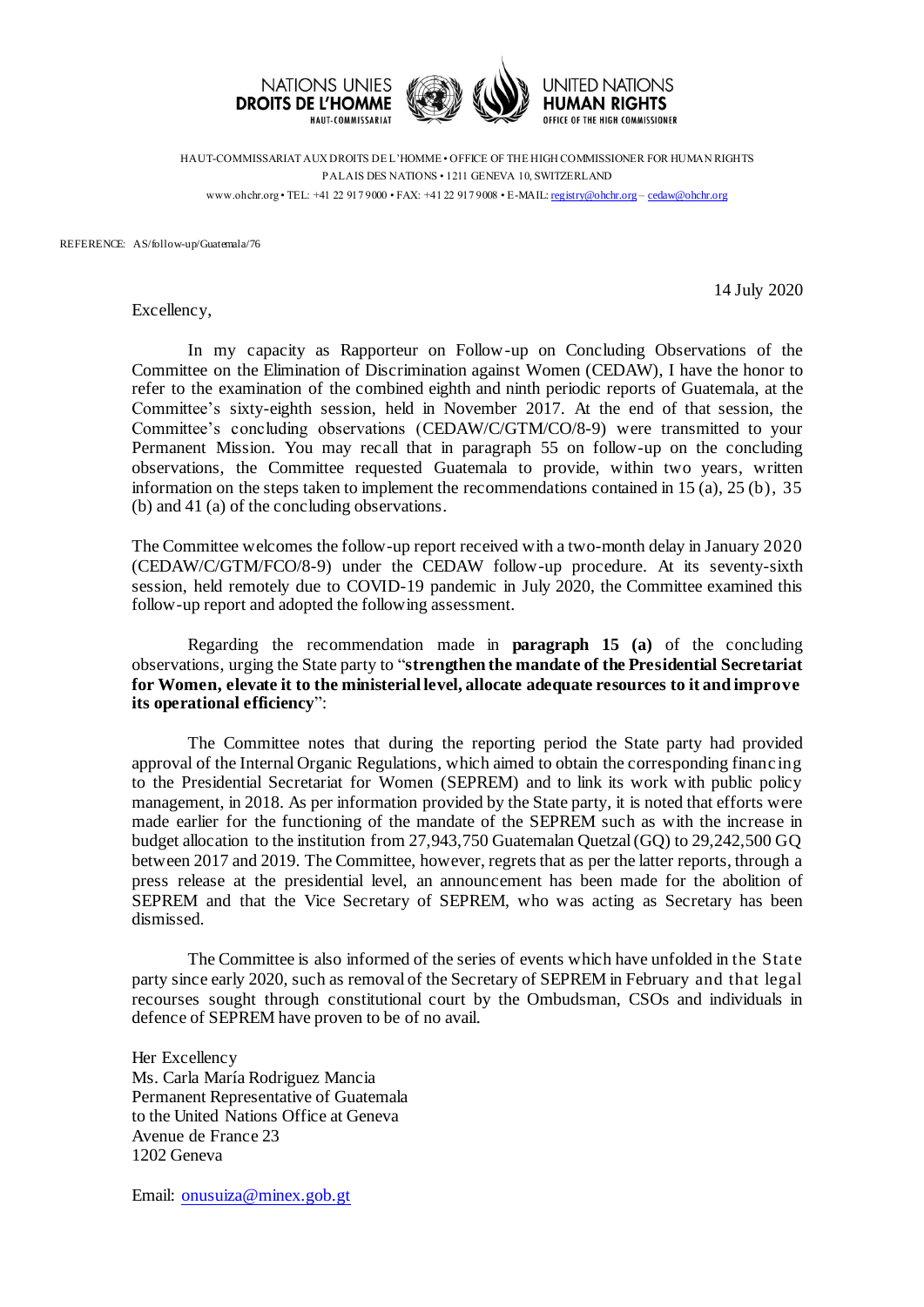NATIONS UNIES
**DROITS DE L'HOMME**
HAUT-COMMISSARIAT

UNITED NATIONS
**HUMAN RIGHTS**
OFFICE OF THE HIGH COMMISSIONER

HAUT-COMMISSARIAT AUX DROITS DE L'HOMME • OFFICE OF THE HIGH COMMISSIONER FOR HUMAN RIGHTS
PALAIS DES NATIONS • 1211 GENEVA 10, SWITZERLAND
www.ohchr.org • TEL: +41 22 917 9000 • FAX: +41 22 917 9008 • E-MAIL: registry@ohchr.org – cedaw@ohchr.org

REFERENCE: AS/follow-up/Guatemala/76

14 July 2020

Excellency,

In my capacity as Rapporteur on Follow-up on Concluding Observations of the Committee on the Elimination of Discrimination against Women (CEDAW), I have the honor to refer to the examination of the combined eighth and ninth periodic reports of Guatemala, at the Committee's sixty-eighth session, held in November 2017. At the end of that session, the Committee's concluding observations (CEDAW/C/GTM/CO/8-9) were transmitted to your Permanent Mission. You may recall that in paragraph 55 on follow-up on the concluding observations, the Committee requested Guatemala to provide, within two years, written information on the steps taken to implement the recommendations contained in 15 (a), 25 (b), 35 (b) and 41 (a) of the concluding observations.

The Committee welcomes the follow-up report received with a two-month delay in January 2020 (CEDAW/C/GTM/FCO/8-9) under the CEDAW follow-up procedure. At its seventy-sixth session, held remotely due to COVID-19 pandemic in July 2020, the Committee examined this follow-up report and adopted the following assessment.

Regarding the recommendation made in **paragraph 15 (a)** of the concluding observations, urging the State party to "**strengthen the mandate of the Presidential Secretariat for Women, elevate it to the ministerial level, allocate adequate resources to it and improve its operational efficiency**":

The Committee notes that during the reporting period the State party had provided approval of the Internal Organic Regulations, which aimed to obtain the corresponding financing to the Presidential Secretariat for Women (SEPREM) and to link its work with public policy management, in 2018. As per information provided by the State party, it is noted that efforts were made earlier for the functioning of the mandate of the SEPREM such as with the increase in budget allocation to the institution from 27,943,750 Guatemalan Quetzal (GQ) to 29,242,500 GQ between 2017 and 2019. The Committee, however, regrets that as per the latter reports, through a press release at the presidential level, an announcement has been made for the abolition of SEPREM and that the Vice Secretary of SEPREM, who was acting as Secretary has been dismissed.

The Committee is also informed of the series of events which have unfolded in the State party since early 2020, such as removal of the Secretary of SEPREM in February and that legal recourses sought through constitutional court by the Ombudsman, CSOs and individuals in defence of SEPREM have proven to be of no avail.

Her Excellency
Ms. Carla María Rodriguez Mancia
Permanent Representative of Guatemala
to the United Nations Office at Geneva
Avenue de France 23
1202 Geneva

Email: onusuiza@minex.gob.gt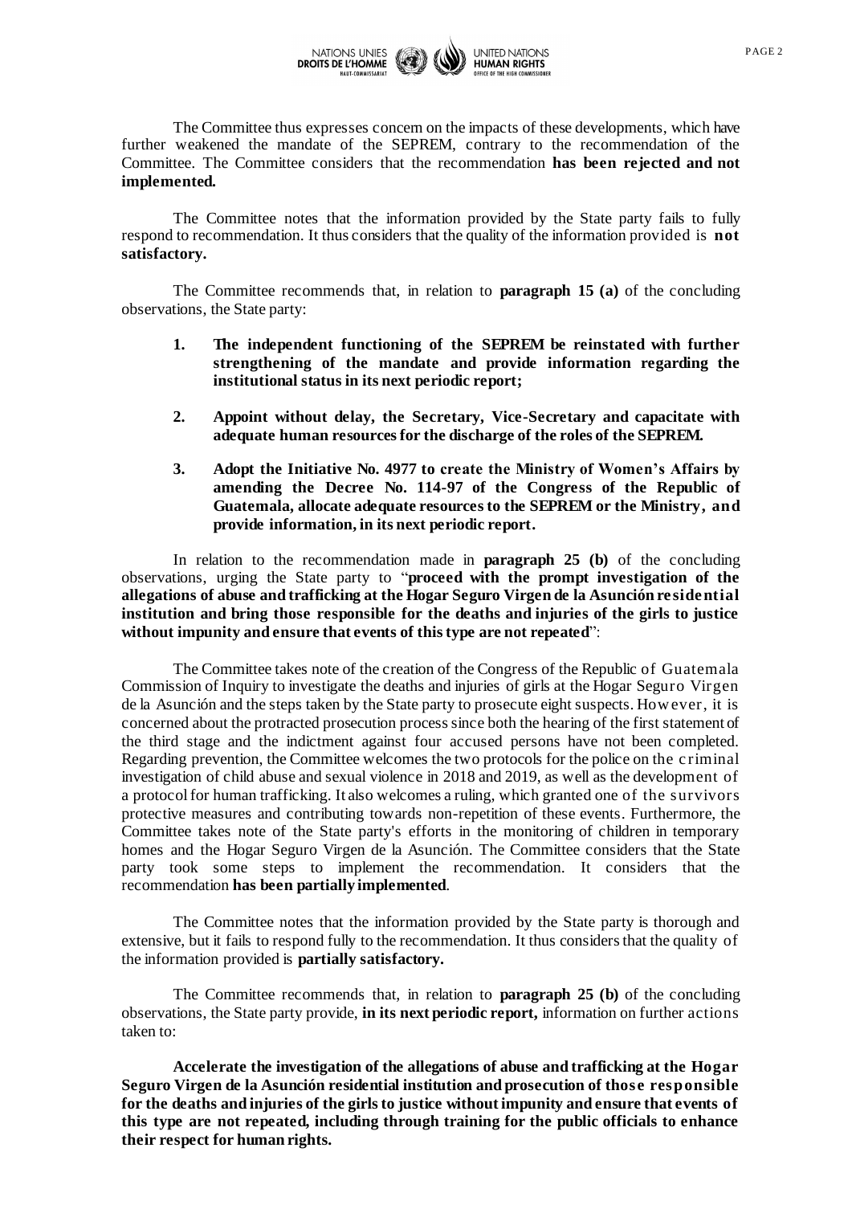The Committee thus expresses concern on the impacts of these developments, which have further weakened the mandate of the SEPREM, contrary to the recommendation of the Committee. The Committee considers that the recommendation **has been rejected and not implemented.**

The Committee notes that the information provided by the State party fails to fully respond to recommendation. It thus considers that the quality of the information provided is **not satisfactory.**

The Committee recommends that, in relation to **paragraph 15 (a)** of the concluding observations, the State party:

1. **The independent functioning of the SEPREM be reinstated with further strengthening of the mandate and provide information regarding the institutional status in its next periodic report;**

2. **Appoint without delay, the Secretary, Vice-Secretary and capacitate with adequate human resources for the discharge of the roles of the SEPREM.**

3. **Adopt the Initiative No. 4977 to create the Ministry of Women's Affairs by amending the Decree No. 114-97 of the Congress of the Republic of Guatemala, allocate adequate resources to the SEPREM or the Ministry, and provide information, in its next periodic report.**

In relation to the recommendation made in **paragraph 25 (b)** of the concluding observations, urging the State party to "**proceed with the prompt investigation of the allegations of abuse and trafficking at the Hogar Seguro Virgen de la Asunción residential institution and bring those responsible for the deaths and injuries of the girls to justice without impunity and ensure that events of this type are not repeated**":

The Committee takes note of the creation of the Congress of the Republic of Guatemala Commission of Inquiry to investigate the deaths and injuries of girls at the Hogar Seguro Virgen de la Asunción and the steps taken by the State party to prosecute eight suspects. However, it is concerned about the protracted prosecution process since both the hearing of the first statement of the third stage and the indictment against four accused persons have not been completed. Regarding prevention, the Committee welcomes the two protocols for the police on the criminal investigation of child abuse and sexual violence in 2018 and 2019, as well as the development of a protocol for human trafficking. It also welcomes a ruling, which granted one of the survivors protective measures and contributing towards non-repetition of these events. Furthermore, the Committee takes note of the State party's efforts in the monitoring of children in temporary homes and the Hogar Seguro Virgen de la Asunción. The Committee considers that the State party took some steps to implement the recommendation. It considers that the recommendation **has been partially implemented**.

The Committee notes that the information provided by the State party is thorough and extensive, but it fails to respond fully to the recommendation. It thus considers that the quality of the information provided is **partially satisfactory.**

The Committee recommends that, in relation to **paragraph 25 (b)** of the concluding observations, the State party provide, **in its next periodic report,** information on further actions taken to:

**Accelerate the investigation of the allegations of abuse and trafficking at the Hogar Seguro Virgen de la Asunción residential institution and prosecution of those responsible for the deaths and injuries of the girls to justice without impunity and ensure that events of this type are not repeated, including through training for the public officials to enhance their respect for human rights.**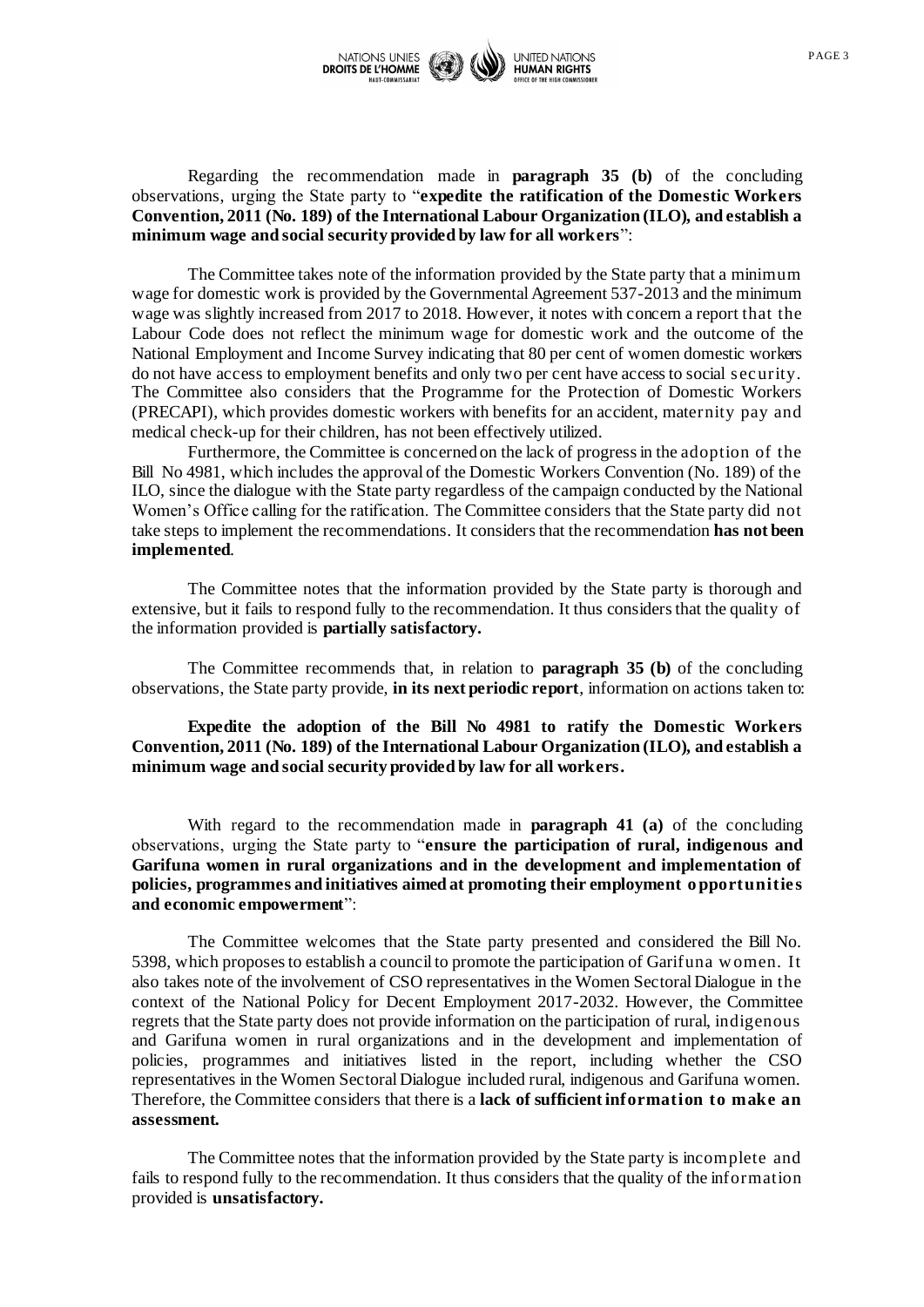Regarding the recommendation made in **paragraph 35 (b)** of the concluding observations, urging the State party to "**expedite the ratification of the Domestic Workers Convention, 2011 (No. 189) of the International Labour Organization (ILO), and establish a minimum wage and social security provided by law for all workers**":

The Committee takes note of the information provided by the State party that a minimum wage for domestic work is provided by the Governmental Agreement 537-2013 and the minimum wage was slightly increased from 2017 to 2018. However, it notes with concern a report that the Labour Code does not reflect the minimum wage for domestic work and the outcome of the National Employment and Income Survey indicating that 80 per cent of women domestic workers do not have access to employment benefits and only two per cent have access to social security. The Committee also considers that the Programme for the Protection of Domestic Workers (PRECAPI), which provides domestic workers with benefits for an accident, maternity pay and medical check-up for their children, has not been effectively utilized.

Furthermore, the Committee is concerned on the lack of progress in the adoption of the Bill No 4981, which includes the approval of the Domestic Workers Convention (No. 189) of the ILO, since the dialogue with the State party regardless of the campaign conducted by the National Women's Office calling for the ratification. The Committee considers that the State party did not take steps to implement the recommendations. It considers that the recommendation **has not been implemented**.

The Committee notes that the information provided by the State party is thorough and extensive, but it fails to respond fully to the recommendation. It thus considers that the quality of the information provided is **partially satisfactory.**

The Committee recommends that, in relation to **paragraph 35 (b)** of the concluding observations, the State party provide, **in its next periodic report**, information on actions taken to:

**Expedite the adoption of the Bill No 4981 to ratify the Domestic Workers Convention, 2011 (No. 189) of the International Labour Organization (ILO), and establish a minimum wage and social security provided by law for all workers.**

With regard to the recommendation made in **paragraph 41 (a)** of the concluding observations, urging the State party to "**ensure the participation of rural, indigenous and Garifuna women in rural organizations and in the development and implementation of policies, programmes and initiatives aimed at promoting their employment opportunities and economic empowerment**":

The Committee welcomes that the State party presented and considered the Bill No. 5398, which proposes to establish a council to promote the participation of Garifuna women. It also takes note of the involvement of CSO representatives in the Women Sectoral Dialogue in the context of the National Policy for Decent Employment 2017-2032. However, the Committee regrets that the State party does not provide information on the participation of rural, indigenous and Garifuna women in rural organizations and in the development and implementation of policies, programmes and initiatives listed in the report, including whether the CSO representatives in the Women Sectoral Dialogue included rural, indigenous and Garifuna women. Therefore, the Committee considers that there is a **lack of sufficient information to make an assessment.**

The Committee notes that the information provided by the State party is incomplete and fails to respond fully to the recommendation. It thus considers that the quality of the information provided is **unsatisfactory.**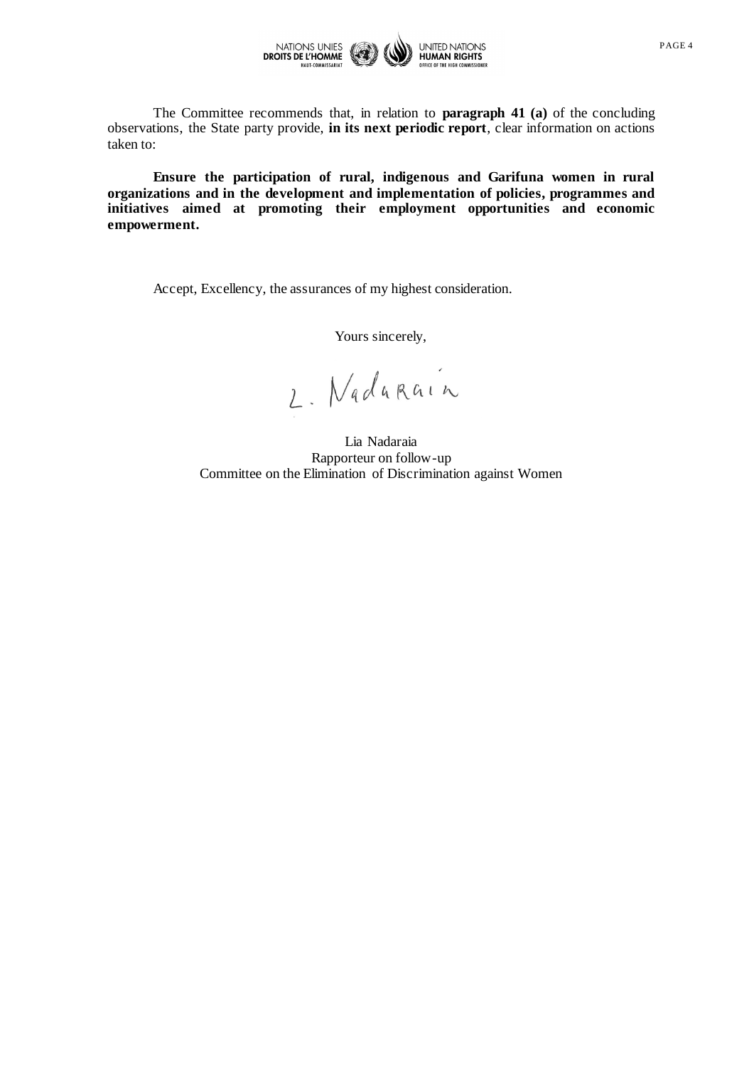The Committee recommends that, in relation to **paragraph 41 (a)** of the concluding observations, the State party provide, **in its next periodic report**, clear information on actions taken to:

**Ensure the participation of rural, indigenous and Garifuna women in rural organizations and in the development and implementation of policies, programmes and initiatives aimed at promoting their employment opportunities and economic empowerment.**

Accept, Excellency, the assurances of my highest consideration.

Yours sincerely,

L. Nadaraia

Lia Nadaraia
Rapporteur on follow-up
Committee on the Elimination of Discrimination against Women